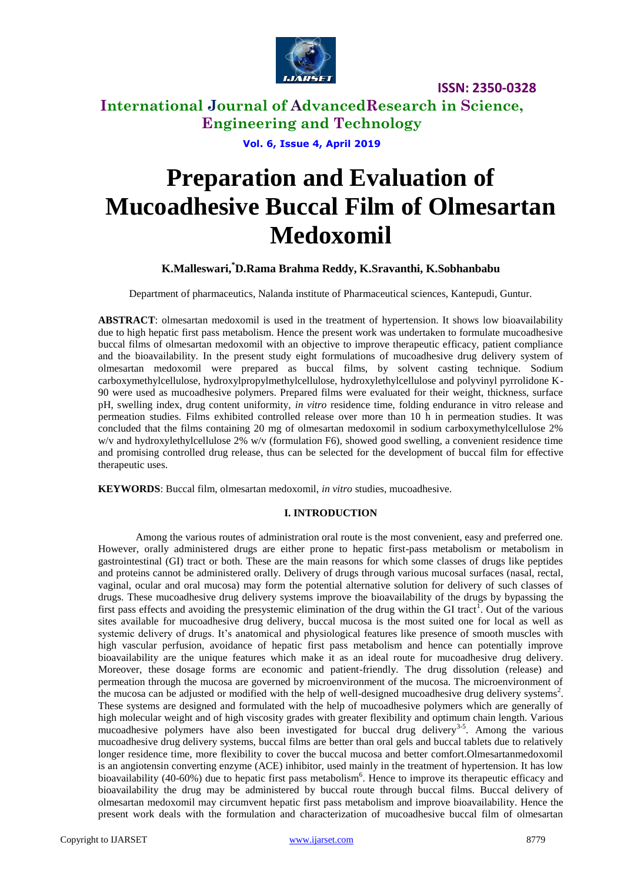# Preparation and Evaluation of Mucoadhesive Buccal Film of Olmesartan Medoxomil

**K.Malleswari,[*]D.Rama Brahma Reddy, K.Sravanthi, K.Sobhanbabu**

Department of pharmaceutics, Nalanda institute of Pharmaceutical sciences, Kantepudi, Guntur.

**ABSTRACT**: olmesartan medoxomil is used in the treatment of hypertension. It shows low bioavailability due to high hepatic first pass metabolism. Hence the present work was undertaken to formulate mucoadhesive buccal films of olmesartan medoxomil with an objective to improve therapeutic efficacy, patient compliance and the bioavailability. In the present study eight formulations of mucoadhesive drug delivery system of olmesartan medoxomil were prepared as buccal films, by solvent casting technique. Sodium carboxymethylcellulose, hydroxylpropylmethylcellulose, hydroxylethylcellulose and polyvinyl pyrrolidone K-90 were used as mucoadhesive polymers. Prepared films were evaluated for their weight, thickness, surface pH, swelling index, drug content uniformity, *in vitro* residence time, folding endurance in vitro release and permeation studies. Films exhibited controlled release over more than 10 h in permeation studies. It was concluded that the films containing 20 mg of olmesartan medoxomil in sodium carboxymethylcellulose 2% w/v and hydroxylethylcellulose 2% w/v (formulation F6), showed good swelling, a convenient residence time and promising controlled drug release, thus can be selected for the development of buccal film for effective therapeutic uses.

**KEYWORDS**: Buccal film, olmesartan medoxomil, *in vitro* studies, mucoadhesive.

## I. INTRODUCTION

Among the various routes of administration oral route is the most convenient, easy and preferred one. However, orally administered drugs are either prone to hepatic first-pass metabolism or metabolism in gastrointestinal (GI) tract or both. These are the main reasons for which some classes of drugs like peptides and proteins cannot be administered orally. Delivery of drugs through various mucosal surfaces (nasal, rectal, vaginal, ocular and oral mucosa) may form the potential alternative solution for delivery of such classes of drugs. These mucoadhesive drug delivery systems improve the bioavailability of the drugs by bypassing the first pass effects and avoiding the presystemic elimination of the drug within the GI tract[1]. Out of the various sites available for mucoadhesive drug delivery, buccal mucosa is the most suited one for local as well as systemic delivery of drugs. It's anatomical and physiological features like presence of smooth muscles with high vascular perfusion, avoidance of hepatic first pass metabolism and hence can potentially improve bioavailability are the unique features which make it as an ideal route for mucoadhesive drug delivery. Moreover, these dosage forms are economic and patient-friendly. The drug dissolution (release) and permeation through the mucosa are governed by microenvironment of the mucosa. The microenvironment of the mucosa can be adjusted or modified with the help of well-designed mucoadhesive drug delivery systems[2]. These systems are designed and formulated with the help of mucoadhesive polymers which are generally of high molecular weight and of high viscosity grades with greater flexibility and optimum chain length. Various mucoadhesive polymers have also been investigated for buccal drug delivery[3-5]. Among the various mucoadhesive drug delivery systems, buccal films are better than oral gels and buccal tablets due to relatively longer residence time, more flexibility to cover the buccal mucosa and better comfort.Olmesartanmedoxomil is an angiotensin converting enzyme (ACE) inhibitor, used mainly in the treatment of hypertension. It has low bioavailability (40-60%) due to hepatic first pass metabolism[6]. Hence to improve its therapeutic efficacy and bioavailability the drug may be administered by buccal route through buccal films. Buccal delivery of olmesartan medoxomil may circumvent hepatic first pass metabolism and improve bioavailability. Hence the present work deals with the formulation and characterization of mucoadhesive buccal film of olmesartan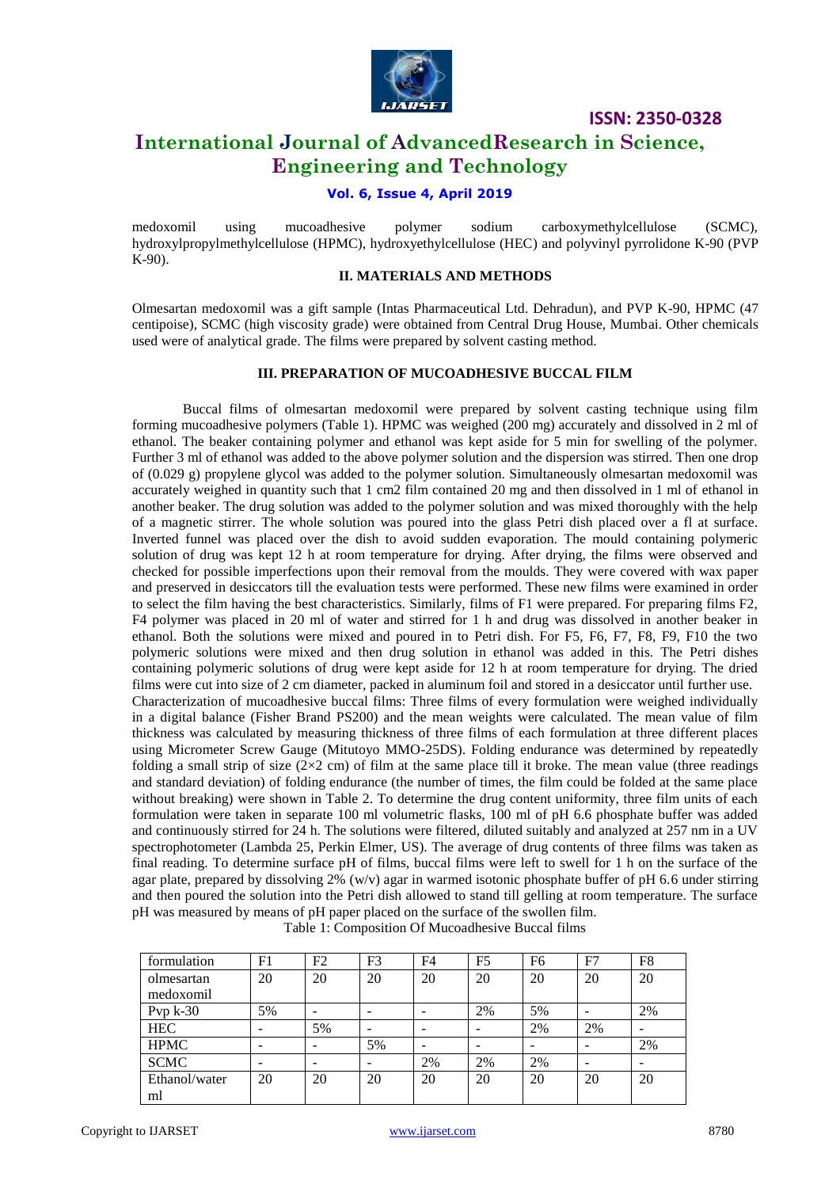medoxomil using mucoadhesive polymer sodium carboxymethylcellulose (SCMC), hydroxylpropylmethylcellulose (HPMC), hydroxyethylcellulose (HEC) and polyvinyl pyrrolidone K-90 (PVP K-90).

## II. MATERIALS AND METHODS

Olmesartan medoxomil was a gift sample (Intas Pharmaceutical Ltd. Dehradun), and PVP K-90, HPMC (47 centipoise), SCMC (high viscosity grade) were obtained from Central Drug House, Mumbai. Other chemicals used were of analytical grade. The films were prepared by solvent casting method.

## III. PREPARATION OF MUCOADHESIVE BUCCAL FILM

Buccal films of olmesartan medoxomil were prepared by solvent casting technique using film forming mucoadhesive polymers (Table 1). HPMC was weighed (200 mg) accurately and dissolved in 2 ml of ethanol. The beaker containing polymer and ethanol was kept aside for 5 min for swelling of the polymer. Further 3 ml of ethanol was added to the above polymer solution and the dispersion was stirred. Then one drop of (0.029 g) propylene glycol was added to the polymer solution. Simultaneously olmesartan medoxomil was accurately weighed in quantity such that 1 cm2 film contained 20 mg and then dissolved in 1 ml of ethanol in another beaker. The drug solution was added to the polymer solution and was mixed thoroughly with the help of a magnetic stirrer. The whole solution was poured into the glass Petri dish placed over a fl at surface. Inverted funnel was placed over the dish to avoid sudden evaporation. The mould containing polymeric solution of drug was kept 12 h at room temperature for drying. After drying, the films were observed and checked for possible imperfections upon their removal from the moulds. They were covered with wax paper and preserved in desiccators till the evaluation tests were performed. These new films were examined in order to select the film having the best characteristics. Similarly, films of F1 were prepared. For preparing films F2, F4 polymer was placed in 20 ml of water and stirred for 1 h and drug was dissolved in another beaker in ethanol. Both the solutions were mixed and poured in to Petri dish. For F5, F6, F7, F8, F9, F10 the two polymeric solutions were mixed and then drug solution in ethanol was added in this. The Petri dishes containing polymeric solutions of drug were kept aside for 12 h at room temperature for drying. The dried films were cut into size of 2 cm diameter, packed in aluminum foil and stored in a desiccator until further use.

Characterization of mucoadhesive buccal films: Three films of every formulation were weighed individually in a digital balance (Fisher Brand PS200) and the mean weights were calculated. The mean value of film thickness was calculated by measuring thickness of three films of each formulation at three different places using Micrometer Screw Gauge (Mitutoyo MMO-25DS). Folding endurance was determined by repeatedly folding a small strip of size (2×2 cm) of film at the same place till it broke. The mean value (three readings and standard deviation) of folding endurance (the number of times, the film could be folded at the same place without breaking) were shown in Table 2. To determine the drug content uniformity, three film units of each formulation were taken in separate 100 ml volumetric flasks, 100 ml of pH 6.6 phosphate buffer was added and continuously stirred for 24 h. The solutions were filtered, diluted suitably and analyzed at 257 nm in a UV spectrophotometer (Lambda 25, Perkin Elmer, US). The average of drug contents of three films was taken as final reading. To determine surface pH of films, buccal films were left to swell for 1 h on the surface of the agar plate, prepared by dissolving 2% (w/v) agar in warmed isotonic phosphate buffer of pH 6.6 under stirring and then poured the solution into the Petri dish allowed to stand till gelling at room temperature. The surface pH was measured by means of pH paper placed on the surface of the swollen film.

Table 1: Composition Of Mucoadhesive Buccal films

| formulation | F1 | F2 | F3 | F4 | F5 | F6 | F7 | F8 |
|---|---|---|---|---|---|---|---|---|
| olmesartan medoxomil | 20 | 20 | 20 | 20 | 20 | 20 | 20 | 20 |
| Pvp k-30 | 5% | - | - | - | 2% | 5% | - | 2% |
| HEC | - | 5% | - | - | - | 2% | 2% | - |
| HPMC | - | - | 5% | - | - | - | - | 2% |
| SCMC | - | - | - | 2% | 2% | 2% | - | - |
| Ethanol/water ml | 20 | 20 | 20 | 20 | 20 | 20 | 20 | 20 |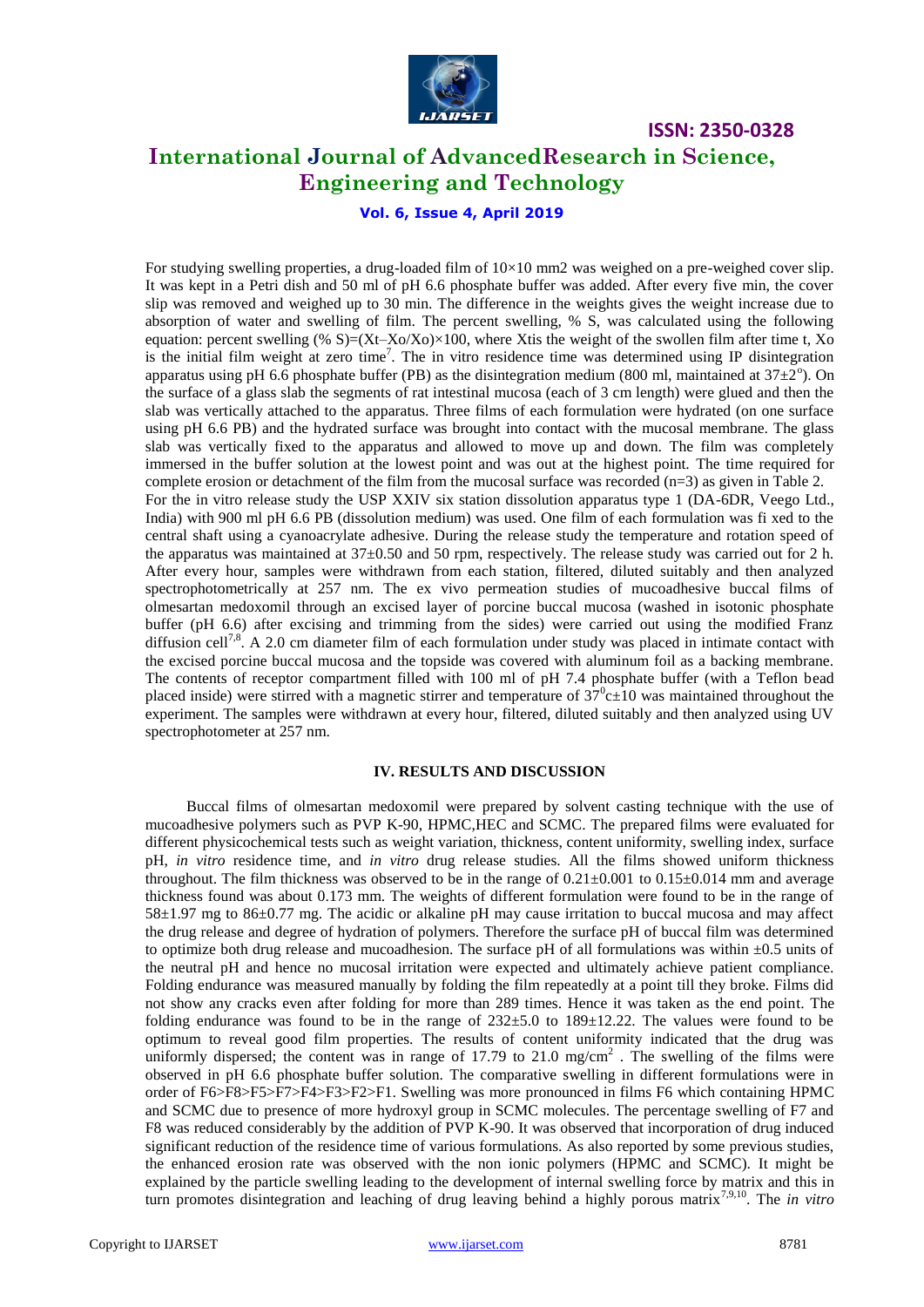For studying swelling properties, a drug-loaded film of 10×10 mm2 was weighed on a pre-weighed cover slip. It was kept in a Petri dish and 50 ml of pH 6.6 phosphate buffer was added. After every five min, the cover slip was removed and weighed up to 30 min. The difference in the weights gives the weight increase due to absorption of water and swelling of film. The percent swelling, % S, was calculated using the following equation: percent swelling (% S)=(Xt–Xo/Xo)×100, where Xtis the weight of the swollen film after time t, Xo is the initial film weight at zero time[7]. The in vitro residence time was determined using IP disintegration apparatus using pH 6.6 phosphate buffer (PB) as the disintegration medium (800 ml, maintained at $37\pm2^{o}$). On the surface of a glass slab the segments of rat intestinal mucosa (each of 3 cm length) were glued and then the slab was vertically attached to the apparatus. Three films of each formulation were hydrated (on one surface using pH 6.6 PB) and the hydrated surface was brought into contact with the mucosal membrane. The glass slab was vertically fixed to the apparatus and allowed to move up and down. The film was completely immersed in the buffer solution at the lowest point and was out at the highest point. The time required for complete erosion or detachment of the film from the mucosal surface was recorded (n=3) as given in Table 2.

For the in vitro release study the USP XXIV six station dissolution apparatus type 1 (DA-6DR, Veego Ltd., India) with 900 ml pH 6.6 PB (dissolution medium) was used. One film of each formulation was fi xed to the central shaft using a cyanoacrylate adhesive. During the release study the temperature and rotation speed of the apparatus was maintained at 37±0.50 and 50 rpm, respectively. The release study was carried out for 2 h. After every hour, samples were withdrawn from each station, filtered, diluted suitably and then analyzed spectrophotometrically at 257 nm. The ex vivo permeation studies of mucoadhesive buccal films of olmesartan medoxomil through an excised layer of porcine buccal mucosa (washed in isotonic phosphate buffer (pH 6.6) after excising and trimming from the sides) were carried out using the modified Franz diffusion cell[7,8]. A 2.0 cm diameter film of each formulation under study was placed in intimate contact with the excised porcine buccal mucosa and the topside was covered with aluminum foil as a backing membrane. The contents of receptor compartment filled with 100 ml of pH 7.4 phosphate buffer (with a Teflon bead placed inside) were stirred with a magnetic stirrer and temperature of $37^{0}c\pm10$ was maintained throughout the experiment. The samples were withdrawn at every hour, filtered, diluted suitably and then analyzed using UV spectrophotometer at 257 nm.

## IV. RESULTS AND DISCUSSION

Buccal films of olmesartan medoxomil were prepared by solvent casting technique with the use of mucoadhesive polymers such as PVP K-90, HPMC,HEC and SCMC. The prepared films were evaluated for different physicochemical tests such as weight variation, thickness, content uniformity, swelling index, surface pH, *in vitro* residence time, and *in vitro* drug release studies. All the films showed uniform thickness throughout. The film thickness was observed to be in the range of 0.21±0.001 to 0.15±0.014 mm and average thickness found was about 0.173 mm. The weights of different formulation were found to be in the range of 58±1.97 mg to 86±0.77 mg. The acidic or alkaline pH may cause irritation to buccal mucosa and may affect the drug release and degree of hydration of polymers. Therefore the surface pH of buccal film was determined to optimize both drug release and mucoadhesion. The surface pH of all formulations was within ±0.5 units of the neutral pH and hence no mucosal irritation were expected and ultimately achieve patient compliance. Folding endurance was measured manually by folding the film repeatedly at a point till they broke. Films did not show any cracks even after folding for more than 289 times. Hence it was taken as the end point. The folding endurance was found to be in the range of 232±5.0 to 189±12.22. The values were found to be optimum to reveal good film properties. The results of content uniformity indicated that the drug was uniformly dispersed; the content was in range of 17.79 to 21.0 mg/cm$^2$ . The swelling of the films were observed in pH 6.6 phosphate buffer solution. The comparative swelling in different formulations were in order of F6>F8>F5>F7>F4>F3>F2>F1. Swelling was more pronounced in films F6 which containing HPMC and SCMC due to presence of more hydroxyl group in SCMC molecules. The percentage swelling of F7 and F8 was reduced considerably by the addition of PVP K-90. It was observed that incorporation of drug induced significant reduction of the residence time of various formulations. As also reported by some previous studies, the enhanced erosion rate was observed with the non ionic polymers (HPMC and SCMC). It might be explained by the particle swelling leading to the development of internal swelling force by matrix and this in turn promotes disintegration and leaching of drug leaving behind a highly porous matrix[7,9,10]. The *in vitro*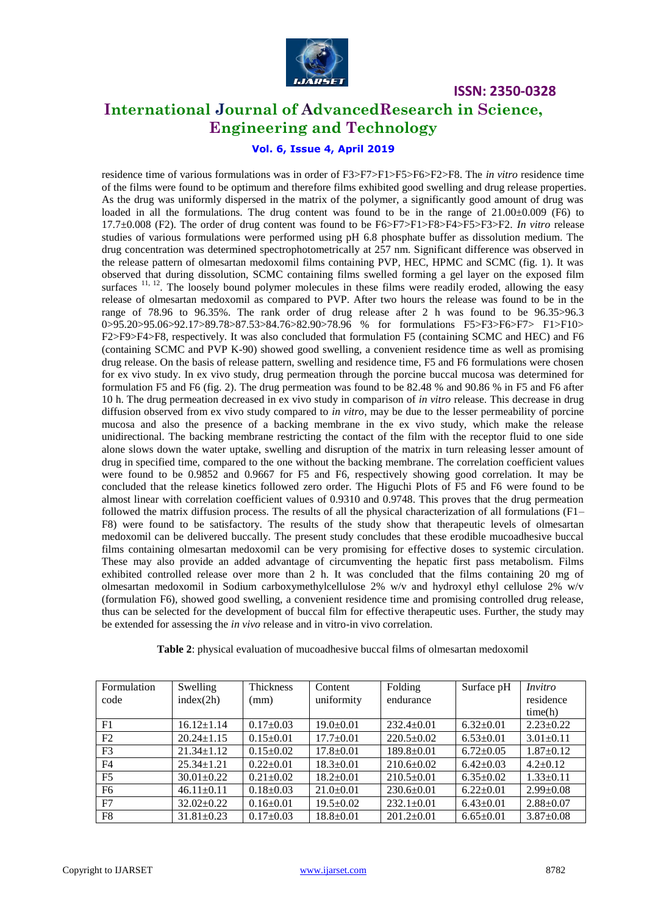residence time of various formulations was in order of F3>F7>F1>F5>F6>F2>F8. The *in vitro* residence time of the films were found to be optimum and therefore films exhibited good swelling and drug release properties. As the drug was uniformly dispersed in the matrix of the polymer, a significantly good amount of drug was loaded in all the formulations. The drug content was found to be in the range of 21.00±0.009 (F6) to 17.7±0.008 (F2). The order of drug content was found to be F6>F7>F1>F8>F4>F5>F3>F2. *In vitro* release studies of various formulations were performed using pH 6.8 phosphate buffer as dissolution medium. The drug concentration was determined spectrophotometrically at 257 nm. Significant difference was observed in the release pattern of olmesartan medoxomil films containing PVP, HEC, HPMC and SCMC (fig. 1). It was observed that during dissolution, SCMC containing films swelled forming a gel layer on the exposed film surfaces [11, 12]. The loosely bound polymer molecules in these films were readily eroded, allowing the easy release of olmesartan medoxomil as compared to PVP. After two hours the release was found to be in the range of 78.96 to 96.35%. The rank order of drug release after 2 h was found to be 96.35>96.30>95.20>95.06>92.17>89.78>87.53>84.76>82.90>78.96 % for formulations F5>F3>F6>F7> F1>F10> F2>F9>F4>F8, respectively. It was also concluded that formulation F5 (containing SCMC and HEC) and F6 (containing SCMC and PVP K-90) showed good swelling, a convenient residence time as well as promising drug release. On the basis of release pattern, swelling and residence time, F5 and F6 formulations were chosen for ex vivo study. In ex vivo study, drug permeation through the porcine buccal mucosa was determined for formulation F5 and F6 (fig. 2). The drug permeation was found to be 82.48 % and 90.86 % in F5 and F6 after 10 h. The drug permeation decreased in ex vivo study in comparison of *in vitro* release. This decrease in drug diffusion observed from ex vivo study compared to *in vitro*, may be due to the lesser permeability of porcine mucosa and also the presence of a backing membrane in the ex vivo study, which make the release unidirectional. The backing membrane restricting the contact of the film with the receptor fluid to one side alone slows down the water uptake, swelling and disruption of the matrix in turn releasing lesser amount of drug in specified time, compared to the one without the backing membrane. The correlation coefficient values were found to be 0.9852 and 0.9667 for F5 and F6, respectively showing good correlation. It may be concluded that the release kinetics followed zero order. The Higuchi Plots of F5 and F6 were found to be almost linear with correlation coefficient values of 0.9310 and 0.9748. This proves that the drug permeation followed the matrix diffusion process. The results of all the physical characterization of all formulations (F1–F8) were found to be satisfactory. The results of the study show that therapeutic levels of olmesartan medoxomil can be delivered buccally. The present study concludes that these erodible mucoadhesive buccal films containing olmesartan medoxomil can be very promising for effective doses to systemic circulation. These may also provide an added advantage of circumventing the hepatic first pass metabolism. Films exhibited controlled release over more than 2 h. It was concluded that the films containing 20 mg of olmesartan medoxomil in Sodium carboxymethylcellulose 2% w/v and hydroxyl ethyl cellulose 2% w/v (formulation F6), showed good swelling, a convenient residence time and promising controlled drug release, thus can be selected for the development of buccal film for effective therapeutic uses. Further, the study may be extended for assessing the *in vivo* release and in vitro-in vivo correlation.

**Table 2**: physical evaluation of mucoadhesive buccal films of olmesartan medoxomil

| Formulation code | Swelling index(2h) | Thickness (mm) | Content uniformity | Folding endurance | Surface pH | *Invitro* residence time(h) |
|---|---|---|---|---|---|---|
| F1 | 16.12±1.14 | 0.17±0.03 | 19.0±0.01 | 232.4±0.01 | 6.32±0.01 | 2.23±0.22 |
| F2 | 20.24±1.15 | 0.15±0.01 | 17.7±0.01 | 220.5±0.02 | 6.53±0.01 | 3.01±0.11 |
| F3 | 21.34±1.12 | 0.15±0.02 | 17.8±0.01 | 189.8±0.01 | 6.72±0.05 | 1.87±0.12 |
| F4 | 25.34±1.21 | 0.22±0.01 | 18.3±0.01 | 210.6±0.02 | 6.42±0.03 | 4.2±0.12 |
| F5 | 30.01±0.22 | 0.21±0.02 | 18.2±0.01 | 210.5±0.01 | 6.35±0.02 | 1.33±0.11 |
| F6 | 46.11±0.11 | 0.18±0.03 | 21.0±0.01 | 230.6±0.01 | 6.22±0.01 | 2.99±0.08 |
| F7 | 32.02±0.22 | 0.16±0.01 | 19.5±0.02 | 232.1±0.01 | 6.43±0.01 | 2.88±0.07 |
| F8 | 31.81±0.23 | 0.17±0.03 | 18.8±0.01 | 201.2±0.01 | 6.65±0.01 | 3.87±0.08 |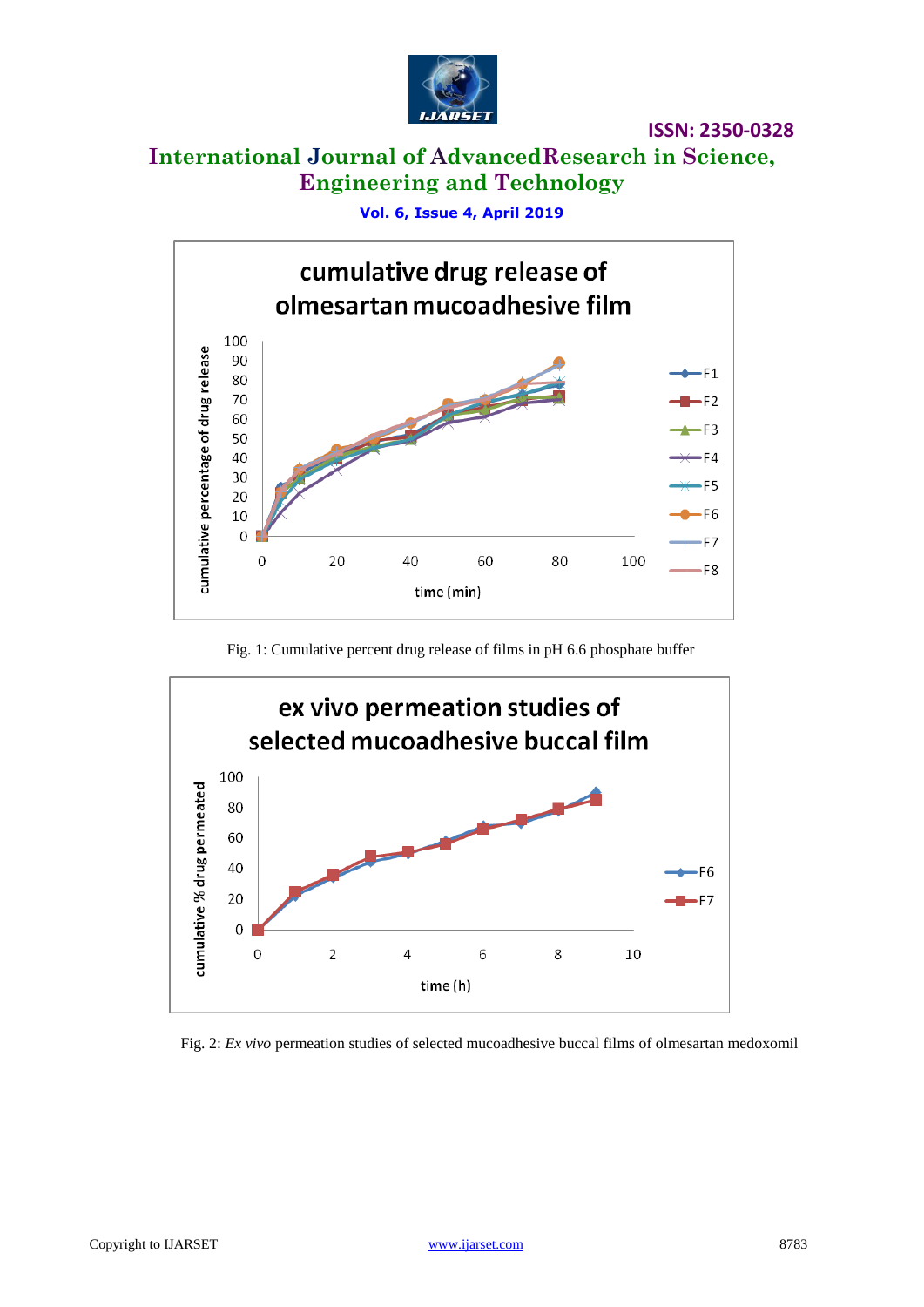Fig. 1: Cumulative percent drug release of films in pH 6.6 phosphate buffer

Fig. 2: *Ex vivo* permeation studies of selected mucoadhesive buccal films of olmesartan medoxomil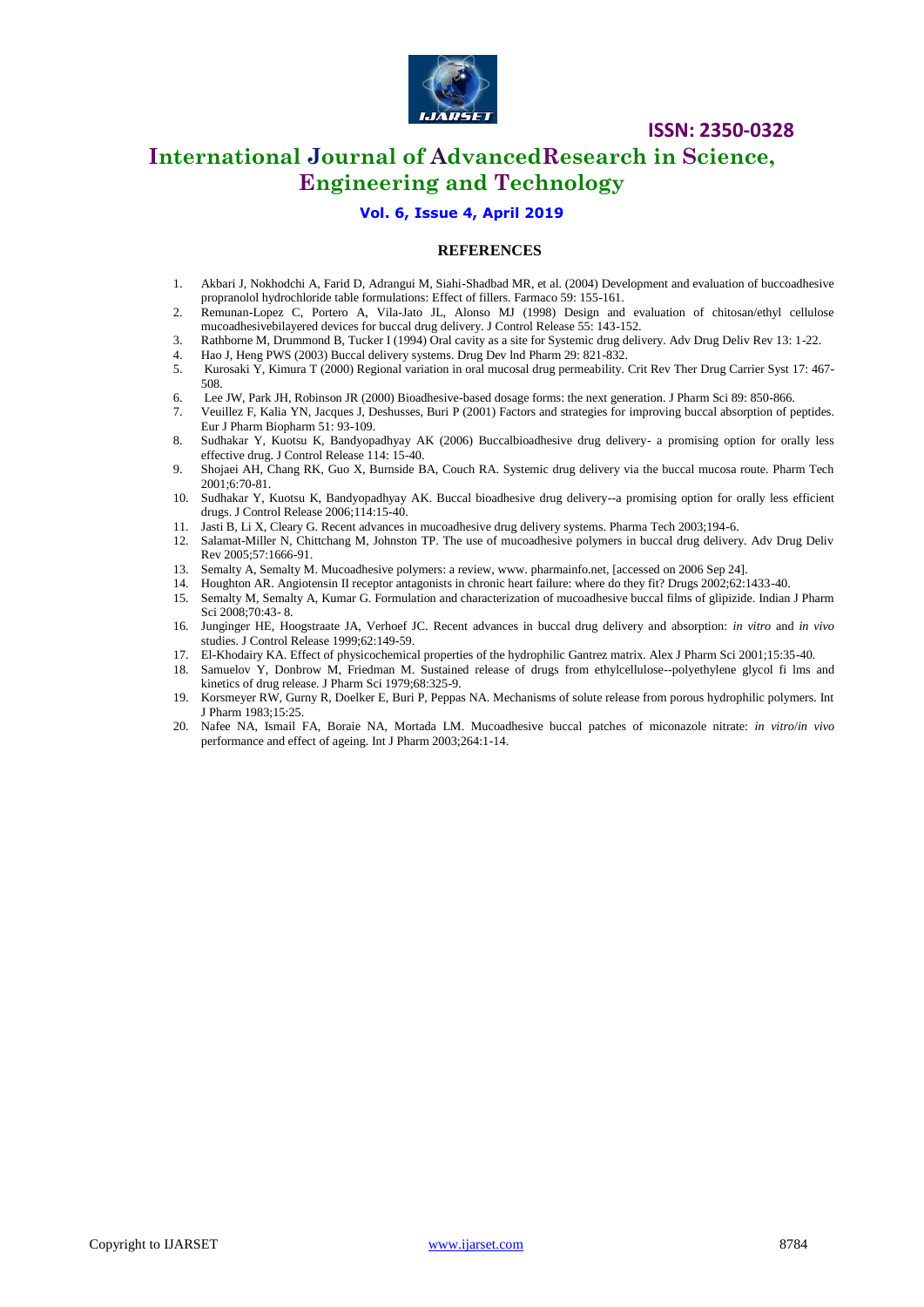## REFERENCES

1. Akbari J, Nokhodchi A, Farid D, Adrangui M, Siahi-Shadbad MR, et al. (2004) Development and evaluation of buccoadhesive propranolol hydrochloride table formulations: Effect of fillers. Farmaco 59: 155-161.
2. Remunan-Lopez C, Portero A, Vila-Jato JL, Alonso MJ (1998) Design and evaluation of chitosan/ethyl cellulose mucoadhesivebilayered devices for buccal drug delivery. J Control Release 55: 143-152.
3. Rathborne M, Drummond B, Tucker I (1994) Oral cavity as a site for Systemic drug delivery. Adv Drug Deliv Rev 13: 1-22.
4. Hao J, Heng PWS (2003) Buccal delivery systems. Drug Dev Ind Pharm 29: 821-832.
5. Kurosaki Y, Kimura T (2000) Regional variation in oral mucosal drug permeability. Crit Rev Ther Drug Carrier Syst 17: 467-508.
6. Lee JW, Park JH, Robinson JR (2000) Bioadhesive-based dosage forms: the next generation. J Pharm Sci 89: 850-866.
7. Veuillez F, Kalia YN, Jacques J, Deshusses, Buri P (2001) Factors and strategies for improving buccal absorption of peptides. Eur J Pharm Biopharm 51: 93-109.
8. Sudhakar Y, Kuotsu K, Bandyopadhyay AK (2006) Buccalbioadhesive drug delivery- a promising option for orally less effective drug. J Control Release 114: 15-40.
9. Shojaei AH, Chang RK, Guo X, Burnside BA, Couch RA. Systemic drug delivery via the buccal mucosa route. Pharm Tech 2001;6:70-81.
10. Sudhakar Y, Kuotsu K, Bandyopadhyay AK. Buccal bioadhesive drug delivery--a promising option for orally less efficient drugs. J Control Release 2006;114:15-40.
11. Jasti B, Li X, Cleary G. Recent advances in mucoadhesive drug delivery systems. Pharma Tech 2003;194-6.
12. Salamat-Miller N, Chittchang M, Johnston TP. The use of mucoadhesive polymers in buccal drug delivery. Adv Drug Deliv Rev 2005;57:1666-91.
13. Semalty A, Semalty M. Mucoadhesive polymers: a review, www. pharmainfo.net, [accessed on 2006 Sep 24].
14. Houghton AR. Angiotensin II receptor antagonists in chronic heart failure: where do they fit? Drugs 2002;62:1433-40.
15. Semalty M, Semalty A, Kumar G. Formulation and characterization of mucoadhesive buccal films of glipizide. Indian J Pharm Sci 2008;70:43- 8.
16. Junginger HE, Hoogstraate JA, Verhoef JC. Recent advances in buccal drug delivery and absorption: *in vitro* and *in vivo* studies. J Control Release 1999;62:149-59.
17. El-Khodairy KA. Effect of physicochemical properties of the hydrophilic Gantrez matrix. Alex J Pharm Sci 2001;15:35-40.
18. Samuelov Y, Donbrow M, Friedman M. Sustained release of drugs from ethylcellulose--polyethylene glycol fi lms and kinetics of drug release. J Pharm Sci 1979;68:325-9.
19. Korsmeyer RW, Gurny R, Doelker E, Buri P, Peppas NA. Mechanisms of solute release from porous hydrophilic polymers. Int J Pharm 1983;15:25.
20. Nafee NA, Ismail FA, Boraie NA, Mortada LM. Mucoadhesive buccal patches of miconazole nitrate: *in vitro*/*in vivo* performance and effect of ageing. Int J Pharm 2003;264:1-14.